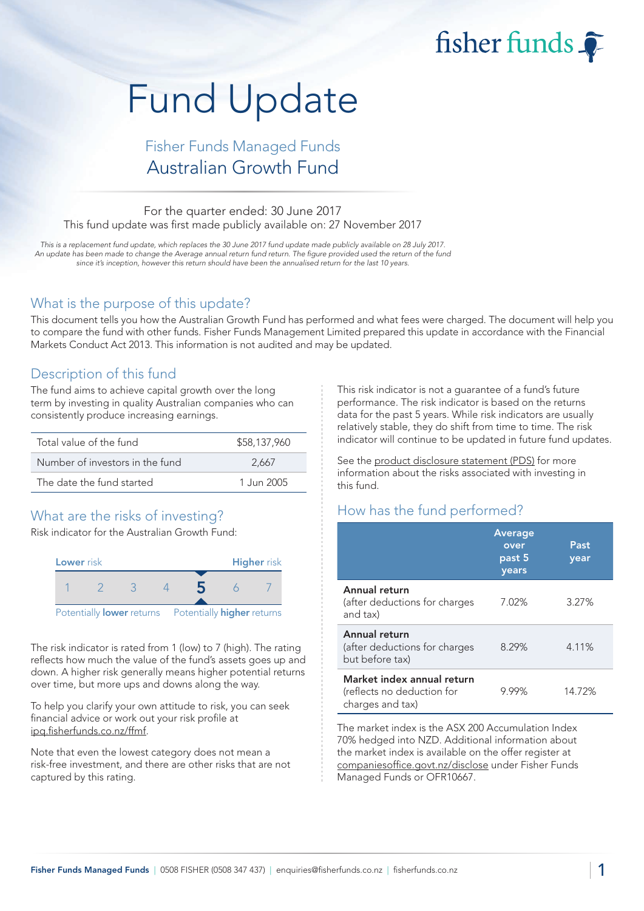fisher funds

# Fund Update

## Fisher Funds Managed Funds
## Australian Growth Fund

For the quarter ended: 30 June 2017
This fund update was first made publicly available on: 27 November 2017

*This is a replacement fund update, which replaces the 30 June 2017 fund update made publicly available on 28 July 2017. An update has been made to change the Average annual return fund return. The figure provided used the return of the fund since it's inception, however this return should have been the annualised return for the last 10 years.*

## What is the purpose of this update?

This document tells you how the Australian Growth Fund has performed and what fees were charged. The document will help you to compare the fund with other funds. Fisher Funds Management Limited prepared this update in accordance with the Financial Markets Conduct Act 2013. This information is not audited and may be updated.

## Description of this fund

The fund aims to achieve capital growth over the long term by investing in quality Australian companies who can consistently produce increasing earnings.

| | |
|---|---|
| Total value of the fund | $58,137,960 |
| Number of investors in the fund | 2,667 |
| The date the fund started | 1 Jun 2005 |

## What are the risks of investing?

Risk indicator for the Australian Growth Fund:

| Lower risk | | | | | | Higher risk |
|---|---|---|---|---|---|---|
| 1 | 2 | 3 | 4 | **5** | 6 | 7 |

Potentially **lower** returns — Potentially **higher** returns

The risk indicator is rated from 1 (low) to 7 (high). The rating reflects how much the value of the fund's assets goes up and down. A higher risk generally means higher potential returns over time, but more ups and downs along the way.

To help you clarify your own attitude to risk, you can seek financial advice or work out your risk profile at ipq.fisherfunds.co.nz/ffmf.

Note that even the lowest category does not mean a risk-free investment, and there are other risks that are not captured by this rating.

This risk indicator is not a guarantee of a fund's future performance. The risk indicator is based on the returns data for the past 5 years. While risk indicators are usually relatively stable, they do shift from time to time. The risk indicator will continue to be updated in future fund updates.

See the product disclosure statement (PDS) for more information about the risks associated with investing in this fund.

## How has the fund performed?

| | Average over past 5 years | Past year |
|---|---|---|
| **Annual return** (after deductions for charges and tax) | 7.02% | 3.27% |
| **Annual return** (after deductions for charges but before tax) | 8.29% | 4.11% |
| **Market index annual return** (reflects no deduction for charges and tax) | 9.99% | 14.72% |

The market index is the ASX 200 Accumulation Index 70% hedged into NZD. Additional information about the market index is available on the offer register at companiesoffice.govt.nz/disclose under Fisher Funds Managed Funds or OFR10667.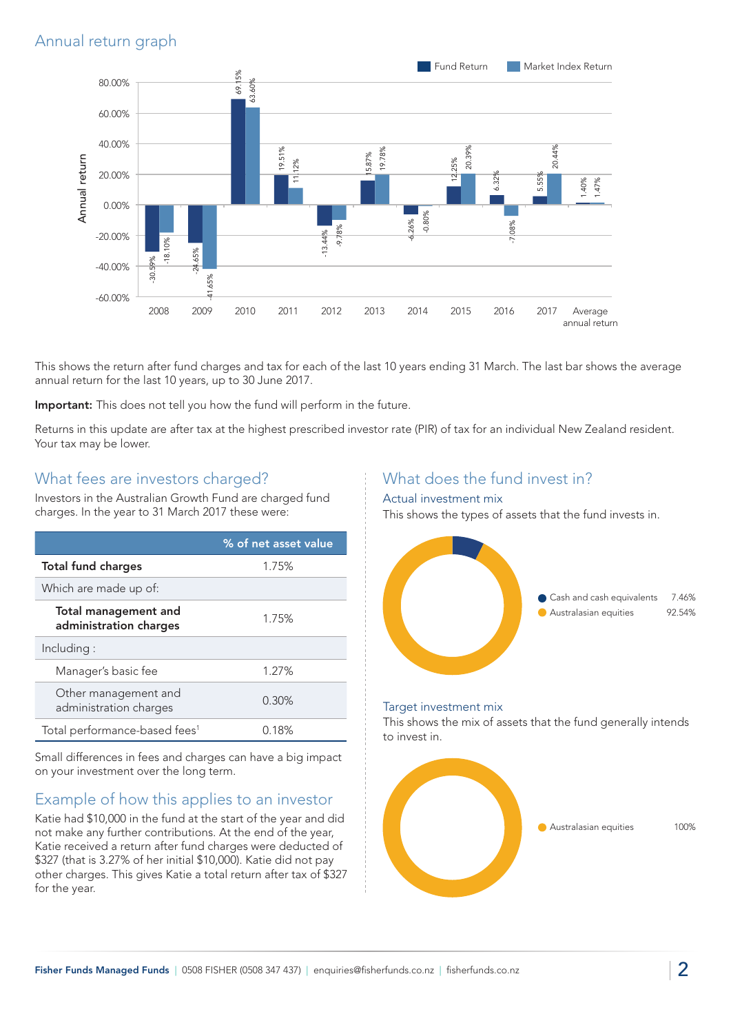## Annual return graph

| Year | Fund Return | Market Index Return |
|---|---|---|
| 2008 | -30.59% | -18.10% |
| 2009 | -24.65% | -41.65% |
| 2010 | 69.15% | 63.60% |
| 2011 | 19.51% | 11.12% |
| 2012 | -13.44% | -9.78% |
| 2013 | 15.87% | 19.78% |
| 2014 | -6.26% | -0.80% |
| 2015 | 12.25% | 20.39% |
| 2016 | 6.32% | -7.08% |
| 2017 | 5.55% | 20.44% |
| Average annual return | 1.40% | 1.47% |

This shows the return after fund charges and tax for each of the last 10 years ending 31 March. The last bar shows the average annual return for the last 10 years, up to 30 June 2017.

**Important:** This does not tell you how the fund will perform in the future.

Returns in this update are after tax at the highest prescribed investor rate (PIR) of tax for an individual New Zealand resident. Your tax may be lower.

## What fees are investors charged?

Investors in the Australian Growth Fund are charged fund charges. In the year to 31 March 2017 these were:

| | % of net asset value |
|---|---|
| **Total fund charges** | 1.75% |
| Which are made up of: | |
| **Total management and administration charges** | 1.75% |
| Including : | |
| Manager's basic fee | 1.27% |
| Other management and administration charges | 0.30% |
| Total performance-based fees[1] | 0.18% |

Small differences in fees and charges can have a big impact on your investment over the long term.

## Example of how this applies to an investor

Katie had $10,000 in the fund at the start of the year and did not make any further contributions. At the end of the year, Katie received a return after fund charges were deducted of $327 (that is 3.27% of her initial $10,000). Katie did not pay other charges. This gives Katie a total return after tax of $327 for the year.

## What does the fund invest in?

### Actual investment mix

This shows the types of assets that the fund invests in.

| Asset | % |
|---|---|
| Cash and cash equivalents | 7.46% |
| Australasian equities | 92.54% |

### Target investment mix

This shows the mix of assets that the fund generally intends to invest in.

| Asset | % |
|---|---|
| Australasian equities | 100% |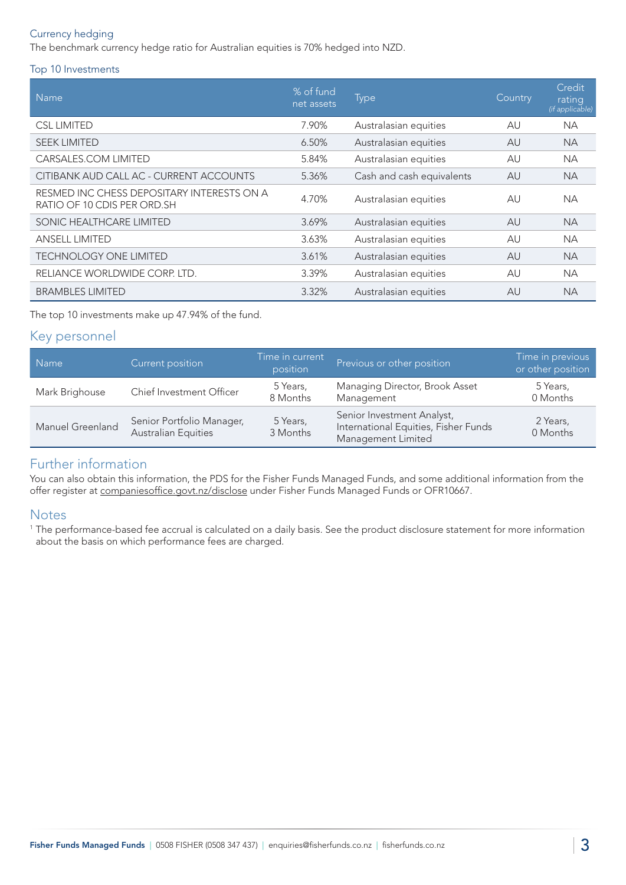### Currency hedging

The benchmark currency hedge ratio for Australian equities is 70% hedged into NZD.

### Top 10 Investments

| Name | % of fund net assets | Type | Country | Credit rating *(if applicable)* |
|---|---|---|---|---|
| CSL LIMITED | 7.90% | Australasian equities | AU | NA |
| SEEK LIMITED | 6.50% | Australasian equities | AU | NA |
| CARSALES.COM LIMITED | 5.84% | Australasian equities | AU | NA |
| CITIBANK AUD CALL AC - CURRENT ACCOUNTS | 5.36% | Cash and cash equivalents | AU | NA |
| RESMED INC CHESS DEPOSITARY INTERESTS ON A RATIO OF 10 CDIS PER ORD.SH | 4.70% | Australasian equities | AU | NA |
| SONIC HEALTHCARE LIMITED | 3.69% | Australasian equities | AU | NA |
| ANSELL LIMITED | 3.63% | Australasian equities | AU | NA |
| TECHNOLOGY ONE LIMITED | 3.61% | Australasian equities | AU | NA |
| RELIANCE WORLDWIDE CORP. LTD. | 3.39% | Australasian equities | AU | NA |
| BRAMBLES LIMITED | 3.32% | Australasian equities | AU | NA |

The top 10 investments make up 47.94% of the fund.

## Key personnel

| Name | Current position | Time in current position | Previous or other position | Time in previous or other position |
|---|---|---|---|---|
| Mark Brighouse | Chief Investment Officer | 5 Years, 8 Months | Managing Director, Brook Asset Management | 5 Years, 0 Months |
| Manuel Greenland | Senior Portfolio Manager, Australian Equities | 5 Years, 3 Months | Senior Investment Analyst, International Equities, Fisher Funds Management Limited | 2 Years, 0 Months |

## Further information

You can also obtain this information, the PDS for the Fisher Funds Managed Funds, and some additional information from the offer register at companiesoffice.govt.nz/disclose under Fisher Funds Managed Funds or OFR10667.

## Notes

[1] The performance-based fee accrual is calculated on a daily basis. See the product disclosure statement for more information about the basis on which performance fees are charged.